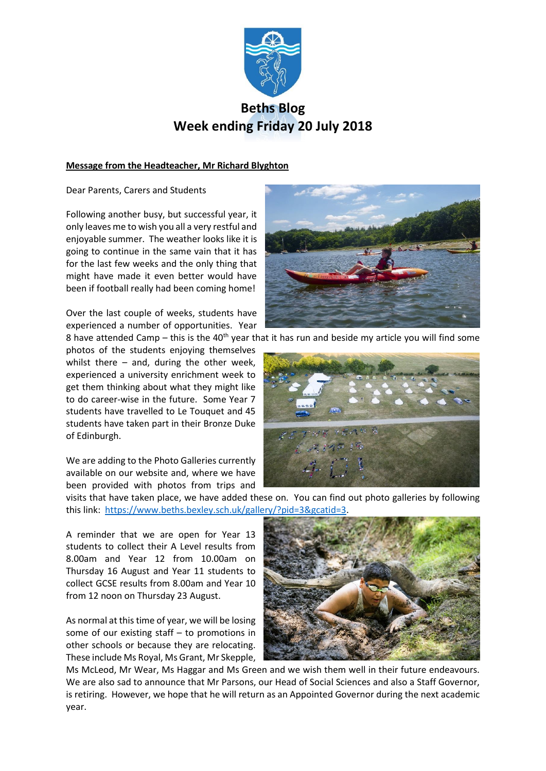# Beths Blog
# Week ending Friday 20 July 2018

**Message from the Headteacher, Mr Richard Blyghton**

Dear Parents, Carers and Students

Following another busy, but successful year, it only leaves me to wish you all a very restful and enjoyable summer. The weather looks like it is going to continue in the same vain that it has for the last few weeks and the only thing that might have made it even better would have been if football really had been coming home!

Over the last couple of weeks, students have experienced a number of opportunities. Year 8 have attended Camp – this is the 40th year that it has run and beside my article you will find some photos of the students enjoying themselves whilst there – and, during the other week, experienced a university enrichment week to get them thinking about what they might like to do career-wise in the future. Some Year 7 students have travelled to Le Touquet and 45 students have taken part in their Bronze Duke of Edinburgh.

We are adding to the Photo Galleries currently available on our website and, where we have been provided with photos from trips and visits that have taken place, we have added these on. You can find out photo galleries by following this link: https://www.beths.bexley.sch.uk/gallery/?pid=3&gcatid=3.

A reminder that we are open for Year 13 students to collect their A Level results from 8.00am and Year 12 from 10.00am on Thursday 16 August and Year 11 students to collect GCSE results from 8.00am and Year 10 from 12 noon on Thursday 23 August.

As normal at this time of year, we will be losing some of our existing staff – to promotions in other schools or because they are relocating. These include Ms Royal, Ms Grant, Mr Skepple, Ms McLeod, Mr Wear, Ms Haggar and Ms Green and we wish them well in their future endeavours. We are also sad to announce that Mr Parsons, our Head of Social Sciences and also a Staff Governor, is retiring. However, we hope that he will return as an Appointed Governor during the next academic year.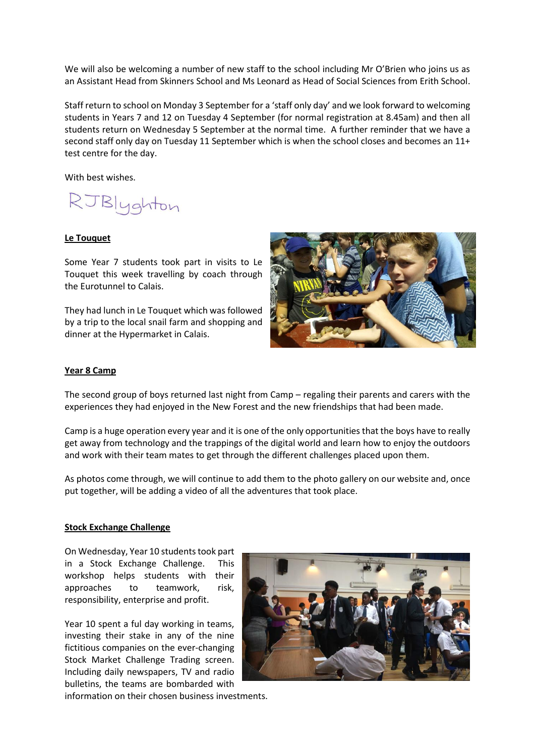We will also be welcoming a number of new staff to the school including Mr O'Brien who joins us as an Assistant Head from Skinners School and Ms Leonard as Head of Social Sciences from Erith School.

Staff return to school on Monday 3 September for a 'staff only day' and we look forward to welcoming students in Years 7 and 12 on Tuesday 4 September (for normal registration at 8.45am) and then all students return on Wednesday 5 September at the normal time. A further reminder that we have a second staff only day on Tuesday 11 September which is when the school closes and becomes an 11+ test centre for the day.

With best wishes.

RJBlyghton

**Le Touquet**

Some Year 7 students took part in visits to Le Touquet this week travelling by coach through the Eurotunnel to Calais.

They had lunch in Le Touquet which was followed by a trip to the local snail farm and shopping and dinner at the Hypermarket in Calais.

**Year 8 Camp**

The second group of boys returned last night from Camp – regaling their parents and carers with the experiences they had enjoyed in the New Forest and the new friendships that had been made.

Camp is a huge operation every year and it is one of the only opportunities that the boys have to really get away from technology and the trappings of the digital world and learn how to enjoy the outdoors and work with their team mates to get through the different challenges placed upon them.

As photos come through, we will continue to add them to the photo gallery on our website and, once put together, will be adding a video of all the adventures that took place.

**Stock Exchange Challenge**

On Wednesday, Year 10 students took part in a Stock Exchange Challenge. This workshop helps students with their approaches to teamwork, risk, responsibility, enterprise and profit.

Year 10 spent a ful day working in teams, investing their stake in any of the nine fictitious companies on the ever-changing Stock Market Challenge Trading screen. Including daily newspapers, TV and radio bulletins, the teams are bombarded with information on their chosen business investments.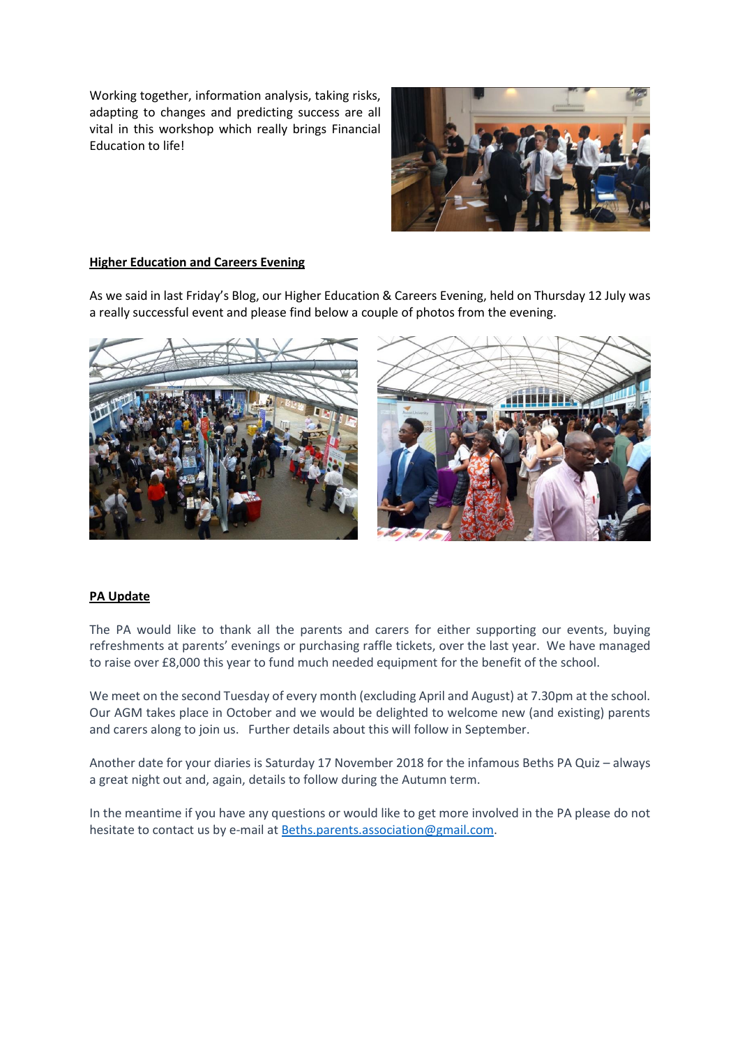Working together, information analysis, taking risks, adapting to changes and predicting success are all vital in this workshop which really brings Financial Education to life!

**Higher Education and Careers Evening**

As we said in last Friday's Blog, our Higher Education & Careers Evening, held on Thursday 12 July was a really successful event and please find below a couple of photos from the evening.

**PA Update**

The PA would like to thank all the parents and carers for either supporting our events, buying refreshments at parents' evenings or purchasing raffle tickets, over the last year. We have managed to raise over £8,000 this year to fund much needed equipment for the benefit of the school.

We meet on the second Tuesday of every month (excluding April and August) at 7.30pm at the school. Our AGM takes place in October and we would be delighted to welcome new (and existing) parents and carers along to join us. Further details about this will follow in September.

Another date for your diaries is Saturday 17 November 2018 for the infamous Beths PA Quiz – always a great night out and, again, details to follow during the Autumn term.

In the meantime if you have any questions or would like to get more involved in the PA please do not hesitate to contact us by e-mail at Beths.parents.association@gmail.com.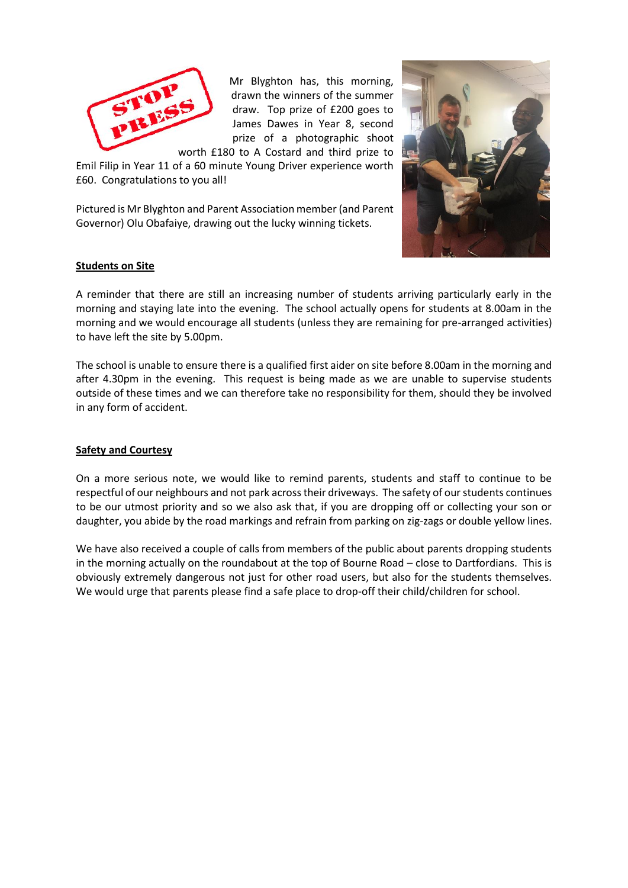STOP PRESS

Mr Blyghton has, this morning, drawn the winners of the summer draw. Top prize of £200 goes to James Dawes in Year 8, second prize of a photographic shoot worth £180 to A Costard and third prize to Emil Filip in Year 11 of a 60 minute Young Driver experience worth £60. Congratulations to you all!

Pictured is Mr Blyghton and Parent Association member (and Parent Governor) Olu Obafaiye, drawing out the lucky winning tickets.

**Students on Site**

A reminder that there are still an increasing number of students arriving particularly early in the morning and staying late into the evening. The school actually opens for students at 8.00am in the morning and we would encourage all students (unless they are remaining for pre-arranged activities) to have left the site by 5.00pm.

The school is unable to ensure there is a qualified first aider on site before 8.00am in the morning and after 4.30pm in the evening. This request is being made as we are unable to supervise students outside of these times and we can therefore take no responsibility for them, should they be involved in any form of accident.

**Safety and Courtesy**

On a more serious note, we would like to remind parents, students and staff to continue to be respectful of our neighbours and not park across their driveways. The safety of our students continues to be our utmost priority and so we also ask that, if you are dropping off or collecting your son or daughter, you abide by the road markings and refrain from parking on zig-zags or double yellow lines.

We have also received a couple of calls from members of the public about parents dropping students in the morning actually on the roundabout at the top of Bourne Road – close to Dartfordians. This is obviously extremely dangerous not just for other road users, but also for the students themselves. We would urge that parents please find a safe place to drop-off their child/children for school.